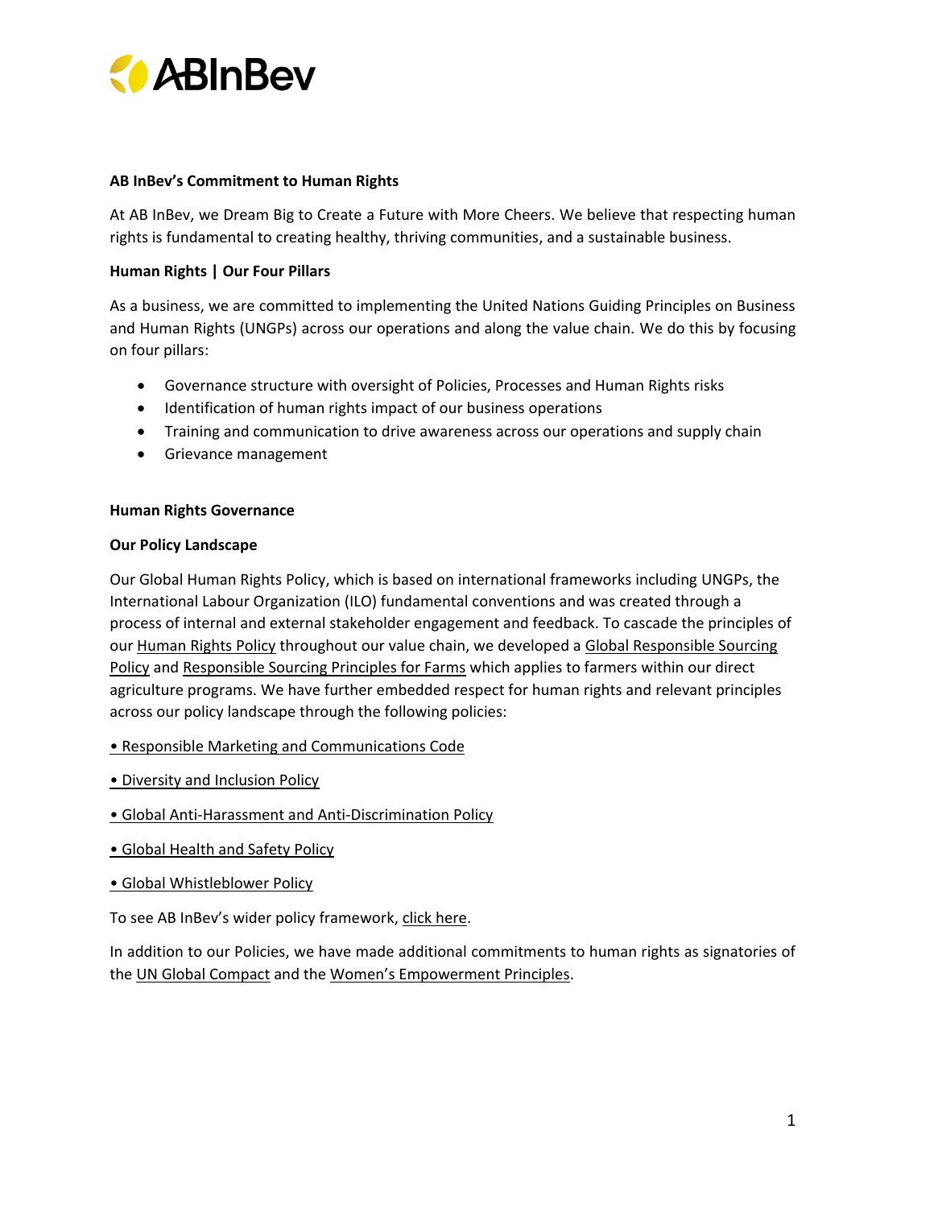**AB InBev's Commitment to Human Rights**

At AB InBev, we Dream Big to Create a Future with More Cheers. We believe that respecting human rights is fundamental to creating healthy, thriving communities, and a sustainable business.

**Human Rights | Our Four Pillars**

As a business, we are committed to implementing the United Nations Guiding Principles on Business and Human Rights (UNGPs) across our operations and along the value chain. We do this by focusing on four pillars:

- Governance structure with oversight of Policies, Processes and Human Rights risks
- Identification of human rights impact of our business operations
- Training and communication to drive awareness across our operations and supply chain
- Grievance management

**Human Rights Governance**

**Our Policy Landscape**

Our Global Human Rights Policy, which is based on international frameworks including UNGPs, the International Labour Organization (ILO) fundamental conventions and was created through a process of internal and external stakeholder engagement and feedback. To cascade the principles of our Human Rights Policy throughout our value chain, we developed a Global Responsible Sourcing Policy and Responsible Sourcing Principles for Farms which applies to farmers within our direct agriculture programs. We have further embedded respect for human rights and relevant principles across our policy landscape through the following policies:

• Responsible Marketing and Communications Code

• Diversity and Inclusion Policy

• Global Anti-Harassment and Anti-Discrimination Policy

• Global Health and Safety Policy

• Global Whistleblower Policy

To see AB InBev's wider policy framework, click here.

In addition to our Policies, we have made additional commitments to human rights as signatories of the UN Global Compact and the Women's Empowerment Principles.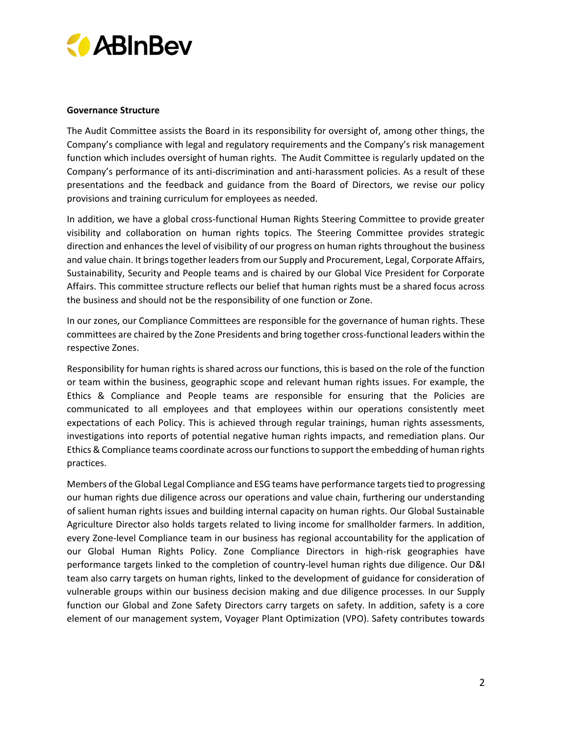**Governance Structure**

The Audit Committee assists the Board in its responsibility for oversight of, among other things, the Company's compliance with legal and regulatory requirements and the Company's risk management function which includes oversight of human rights. The Audit Committee is regularly updated on the Company's performance of its anti-discrimination and anti-harassment policies. As a result of these presentations and the feedback and guidance from the Board of Directors, we revise our policy provisions and training curriculum for employees as needed.

In addition, we have a global cross-functional Human Rights Steering Committee to provide greater visibility and collaboration on human rights topics. The Steering Committee provides strategic direction and enhances the level of visibility of our progress on human rights throughout the business and value chain. It brings together leaders from our Supply and Procurement, Legal, Corporate Affairs, Sustainability, Security and People teams and is chaired by our Global Vice President for Corporate Affairs. This committee structure reflects our belief that human rights must be a shared focus across the business and should not be the responsibility of one function or Zone.

In our zones, our Compliance Committees are responsible for the governance of human rights. These committees are chaired by the Zone Presidents and bring together cross-functional leaders within the respective Zones.

Responsibility for human rights is shared across our functions, this is based on the role of the function or team within the business, geographic scope and relevant human rights issues. For example, the Ethics & Compliance and People teams are responsible for ensuring that the Policies are communicated to all employees and that employees within our operations consistently meet expectations of each Policy. This is achieved through regular trainings, human rights assessments, investigations into reports of potential negative human rights impacts, and remediation plans. Our Ethics & Compliance teams coordinate across our functions to support the embedding of human rights practices.

Members of the Global Legal Compliance and ESG teams have performance targets tied to progressing our human rights due diligence across our operations and value chain, furthering our understanding of salient human rights issues and building internal capacity on human rights. Our Global Sustainable Agriculture Director also holds targets related to living income for smallholder farmers. In addition, every Zone-level Compliance team in our business has regional accountability for the application of our Global Human Rights Policy. Zone Compliance Directors in high-risk geographies have performance targets linked to the completion of country-level human rights due diligence. Our D&I team also carry targets on human rights, linked to the development of guidance for consideration of vulnerable groups within our business decision making and due diligence processes. In our Supply function our Global and Zone Safety Directors carry targets on safety. In addition, safety is a core element of our management system, Voyager Plant Optimization (VPO). Safety contributes towards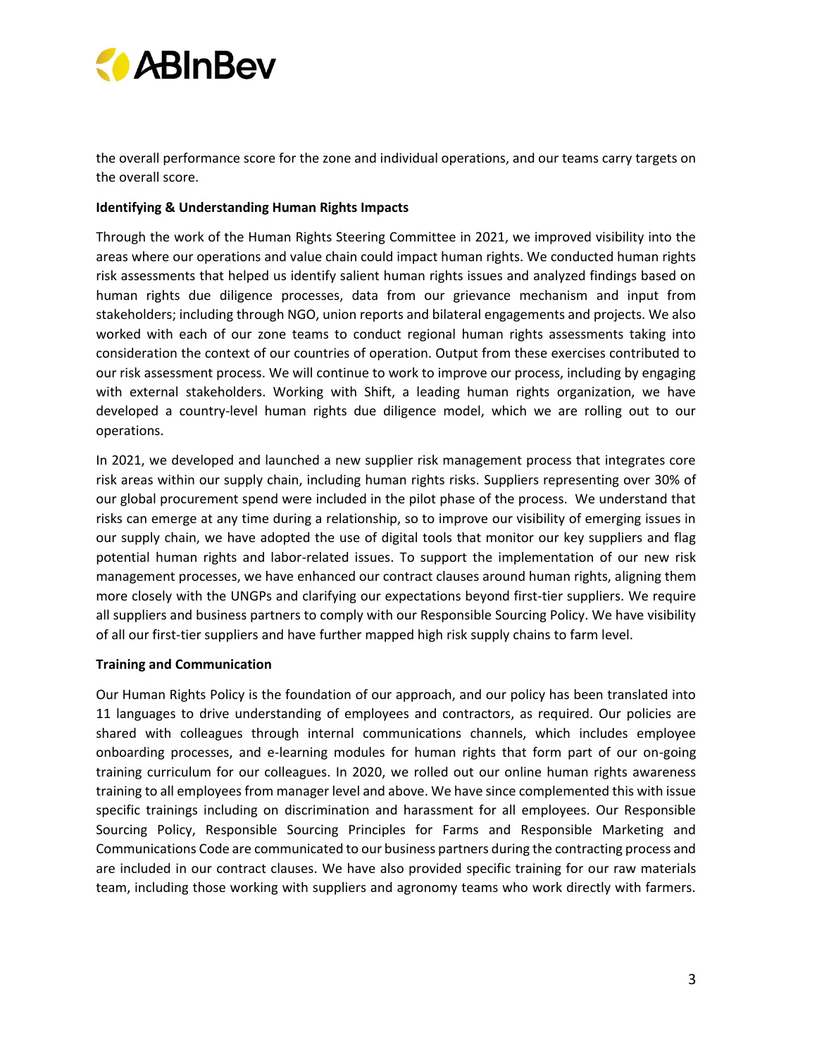the overall performance score for the zone and individual operations, and our teams carry targets on the overall score.

**Identifying & Understanding Human Rights Impacts**

Through the work of the Human Rights Steering Committee in 2021, we improved visibility into the areas where our operations and value chain could impact human rights. We conducted human rights risk assessments that helped us identify salient human rights issues and analyzed findings based on human rights due diligence processes, data from our grievance mechanism and input from stakeholders; including through NGO, union reports and bilateral engagements and projects. We also worked with each of our zone teams to conduct regional human rights assessments taking into consideration the context of our countries of operation. Output from these exercises contributed to our risk assessment process. We will continue to work to improve our process, including by engaging with external stakeholders. Working with Shift, a leading human rights organization, we have developed a country-level human rights due diligence model, which we are rolling out to our operations.

In 2021, we developed and launched a new supplier risk management process that integrates core risk areas within our supply chain, including human rights risks. Suppliers representing over 30% of our global procurement spend were included in the pilot phase of the process. We understand that risks can emerge at any time during a relationship, so to improve our visibility of emerging issues in our supply chain, we have adopted the use of digital tools that monitor our key suppliers and flag potential human rights and labor-related issues. To support the implementation of our new risk management processes, we have enhanced our contract clauses around human rights, aligning them more closely with the UNGPs and clarifying our expectations beyond first-tier suppliers. We require all suppliers and business partners to comply with our Responsible Sourcing Policy. We have visibility of all our first-tier suppliers and have further mapped high risk supply chains to farm level.

**Training and Communication**

Our Human Rights Policy is the foundation of our approach, and our policy has been translated into 11 languages to drive understanding of employees and contractors, as required. Our policies are shared with colleagues through internal communications channels, which includes employee onboarding processes, and e-learning modules for human rights that form part of our on-going training curriculum for our colleagues. In 2020, we rolled out our online human rights awareness training to all employees from manager level and above. We have since complemented this with issue specific trainings including on discrimination and harassment for all employees. Our Responsible Sourcing Policy, Responsible Sourcing Principles for Farms and Responsible Marketing and Communications Code are communicated to our business partners during the contracting process and are included in our contract clauses. We have also provided specific training for our raw materials team, including those working with suppliers and agronomy teams who work directly with farmers.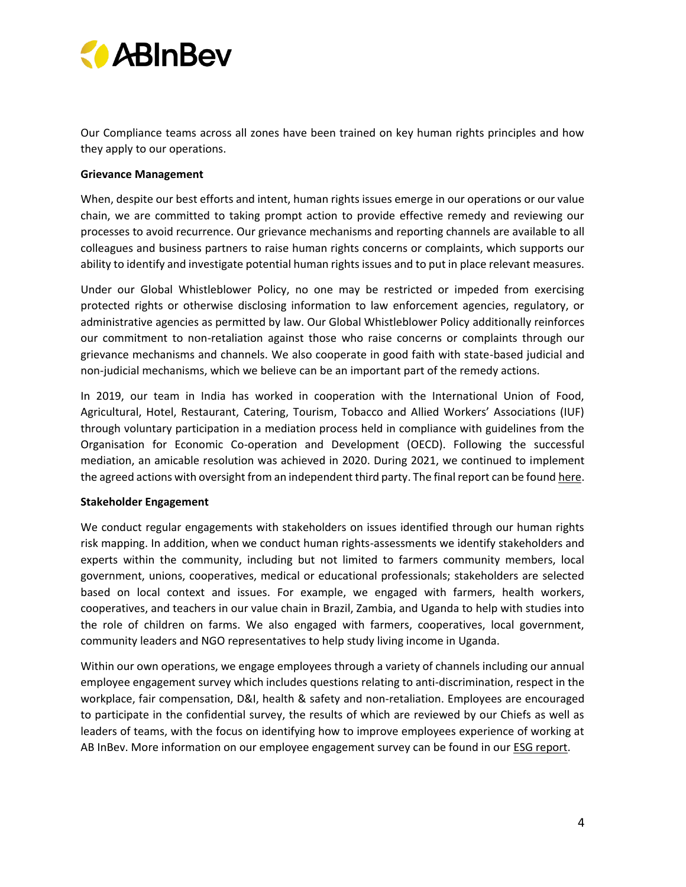Our Compliance teams across all zones have been trained on key human rights principles and how they apply to our operations.

**Grievance Management**

When, despite our best efforts and intent, human rights issues emerge in our operations or our value chain, we are committed to taking prompt action to provide effective remedy and reviewing our processes to avoid recurrence. Our grievance mechanisms and reporting channels are available to all colleagues and business partners to raise human rights concerns or complaints, which supports our ability to identify and investigate potential human rights issues and to put in place relevant measures.

Under our Global Whistleblower Policy, no one may be restricted or impeded from exercising protected rights or otherwise disclosing information to law enforcement agencies, regulatory, or administrative agencies as permitted by law. Our Global Whistleblower Policy additionally reinforces our commitment to non-retaliation against those who raise concerns or complaints through our grievance mechanisms and channels. We also cooperate in good faith with state-based judicial and non-judicial mechanisms, which we believe can be an important part of the remedy actions.

In 2019, our team in India has worked in cooperation with the International Union of Food, Agricultural, Hotel, Restaurant, Catering, Tourism, Tobacco and Allied Workers' Associations (IUF) through voluntary participation in a mediation process held in compliance with guidelines from the Organisation for Economic Co-operation and Development (OECD). Following the successful mediation, an amicable resolution was achieved in 2020. During 2021, we continued to implement the agreed actions with oversight from an independent third party. The final report can be found here.

**Stakeholder Engagement**

We conduct regular engagements with stakeholders on issues identified through our human rights risk mapping. In addition, when we conduct human rights-assessments we identify stakeholders and experts within the community, including but not limited to farmers community members, local government, unions, cooperatives, medical or educational professionals; stakeholders are selected based on local context and issues. For example, we engaged with farmers, health workers, cooperatives, and teachers in our value chain in Brazil, Zambia, and Uganda to help with studies into the role of children on farms. We also engaged with farmers, cooperatives, local government, community leaders and NGO representatives to help study living income in Uganda.

Within our own operations, we engage employees through a variety of channels including our annual employee engagement survey which includes questions relating to anti-discrimination, respect in the workplace, fair compensation, D&I, health & safety and non-retaliation. Employees are encouraged to participate in the confidential survey, the results of which are reviewed by our Chiefs as well as leaders of teams, with the focus on identifying how to improve employees experience of working at AB InBev. More information on our employee engagement survey can be found in our ESG report.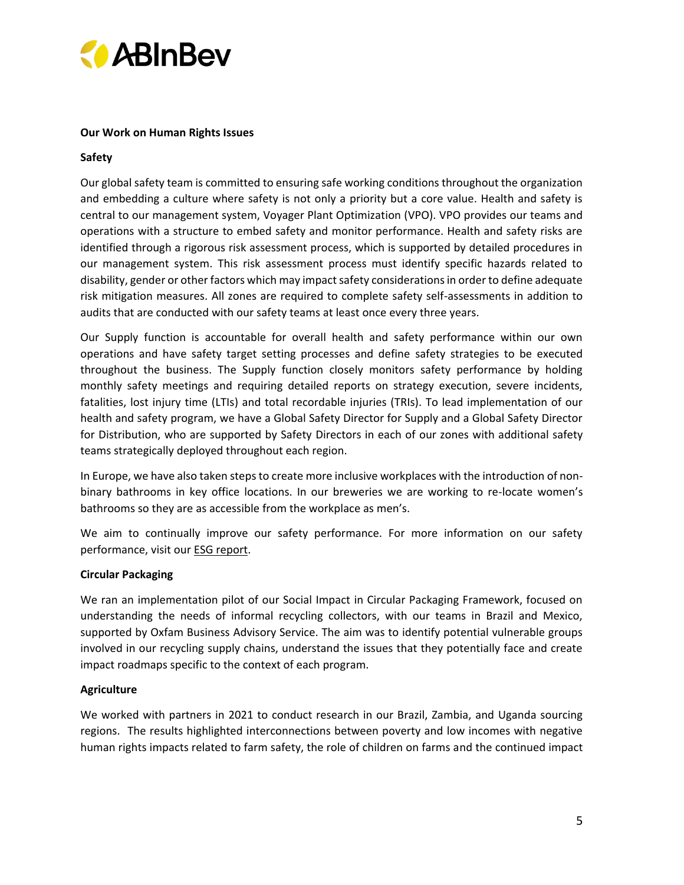**Our Work on Human Rights Issues**

**Safety**

Our global safety team is committed to ensuring safe working conditions throughout the organization and embedding a culture where safety is not only a priority but a core value. Health and safety is central to our management system, Voyager Plant Optimization (VPO). VPO provides our teams and operations with a structure to embed safety and monitor performance. Health and safety risks are identified through a rigorous risk assessment process, which is supported by detailed procedures in our management system. This risk assessment process must identify specific hazards related to disability, gender or other factors which may impact safety considerations in order to define adequate risk mitigation measures. All zones are required to complete safety self-assessments in addition to audits that are conducted with our safety teams at least once every three years.

Our Supply function is accountable for overall health and safety performance within our own operations and have safety target setting processes and define safety strategies to be executed throughout the business. The Supply function closely monitors safety performance by holding monthly safety meetings and requiring detailed reports on strategy execution, severe incidents, fatalities, lost injury time (LTIs) and total recordable injuries (TRIs). To lead implementation of our health and safety program, we have a Global Safety Director for Supply and a Global Safety Director for Distribution, who are supported by Safety Directors in each of our zones with additional safety teams strategically deployed throughout each region.

In Europe, we have also taken steps to create more inclusive workplaces with the introduction of non-binary bathrooms in key office locations. In our breweries we are working to re-locate women's bathrooms so they are as accessible from the workplace as men's.

We aim to continually improve our safety performance. For more information on our safety performance, visit our ESG report.

**Circular Packaging**

We ran an implementation pilot of our Social Impact in Circular Packaging Framework, focused on understanding the needs of informal recycling collectors, with our teams in Brazil and Mexico, supported by Oxfam Business Advisory Service. The aim was to identify potential vulnerable groups involved in our recycling supply chains, understand the issues that they potentially face and create impact roadmaps specific to the context of each program.

**Agriculture**

We worked with partners in 2021 to conduct research in our Brazil, Zambia, and Uganda sourcing regions. The results highlighted interconnections between poverty and low incomes with negative human rights impacts related to farm safety, the role of children on farms and the continued impact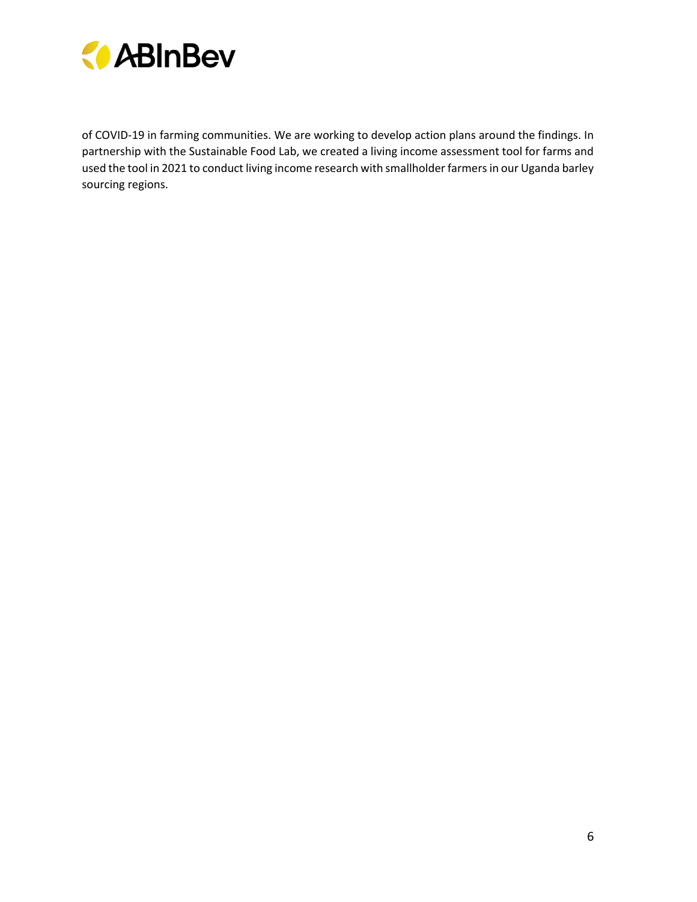of COVID-19 in farming communities. We are working to develop action plans around the findings. In partnership with the Sustainable Food Lab, we created a living income assessment tool for farms and used the tool in 2021 to conduct living income research with smallholder farmers in our Uganda barley sourcing regions.